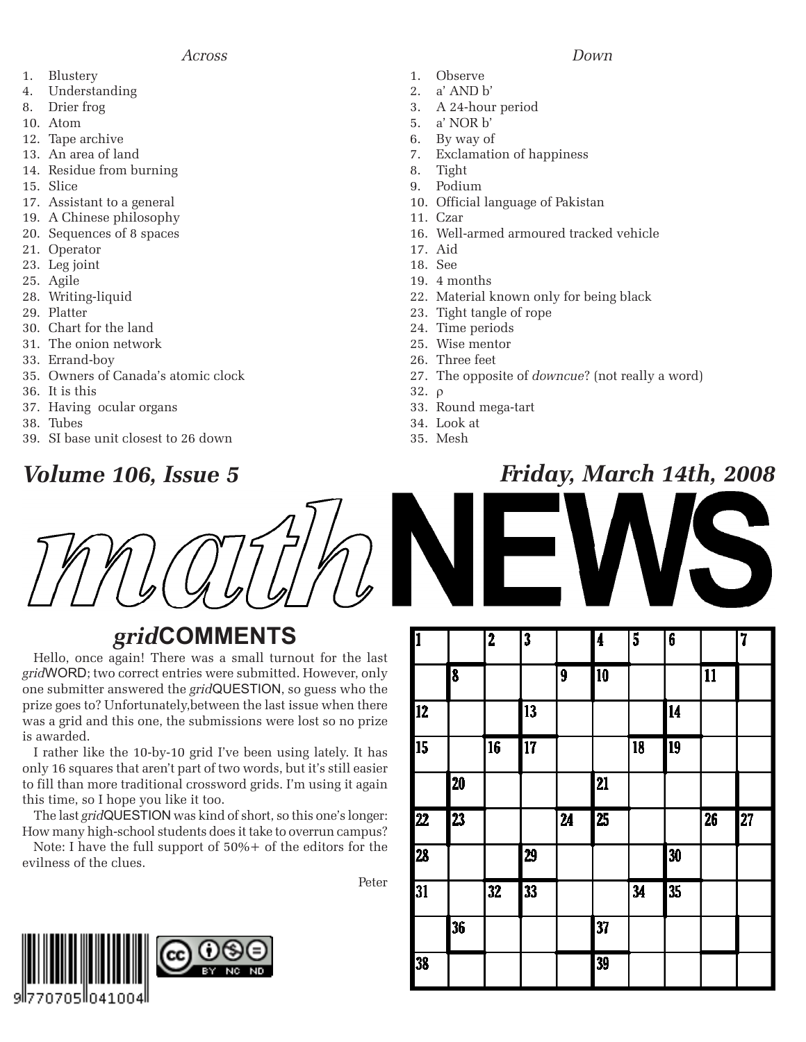## Across

1. Blustery
4. Understanding
8. Drier frog
10. Atom
12. Tape archive
13. An area of land
14. Residue from burning
15. Slice
17. Assistant to a general
19. A Chinese philosophy
20. Sequences of 8 spaces
21. Operator
23. Leg joint
25. Agile
28. Writing-liquid
29. Platter
30. Chart for the land
31. The onion network
33. Errand-boy
35. Owners of Canada's atomic clock
36. It is this
37. Having ocular organs
38. Tubes
39. SI base unit closest to 26 down

## Down

1. Observe
2. a' AND b'
3. A 24-hour period
5. a' NOR b'
6. By way of
7. Exclamation of happiness
8. Tight
9. Podium
10. Official language of Pakistan
11. Czar
16. Well-armed armoured tracked vehicle
17. Aid
18. See
19. 4 months
22. Material known only for being black
23. Tight tangle of rope
24. Time periods
25. Wise mentor
26. Three feet
27. The opposite of *downcue*? (not really a word)
32. ρ
33. Round mega-tart
34. Look at
35. Mesh

**Volume 106, Issue 5** — **Friday, March 14th, 2008**

# *math*NEWS

## *grid*COMMENTS

Hello, once again! There was a small turnout for the last *grid*WORD; two correct entries were submitted. However, only one submitter answered the *grid*QUESTION, so guess who the prize goes to? Unfortunately,between the last issue when there was a grid and this one, the submissions were lost so no prize is awarded.

I rather like the 10-by-10 grid I've been using lately. It has only 16 squares that aren't part of two words, but it's still easier to fill than more traditional crossword grids. I'm using it again this time, so I hope you like it too.

The last *grid*QUESTION was kind of short, so this one's longer: How many high-school students does it take to overrun campus?

Note: I have the full support of 50%+ of the editors for the evilness of the clues.

Peter

| 1 |  | 2 | 3 |  | 4 | 5 | 6 |  | 7 |
|---|---|---|---|---|---|---|---|---|---|
|  | 8 |  |  | 9 | 10 |  |  | 11 |  |
| 12 |  |  | 13 |  |  |  | 14 |  |  |
| 15 |  | 16 | 17 |  |  | 18 | 19 |  |  |
|  | 20 |  |  |  | 21 |  |  |  |  |
| 22 | 23 |  |  | 24 | 25 |  |  | 26 | 27 |
| 28 |  |  | 29 |  |  |  | 30 |  |  |
| 31 |  | 32 | 33 |  |  | 34 | 35 |  |  |
|  | 36 |  |  |  | 37 |  |  |  |  |
| 38 |  |  |  |  | 39 |  |  |  |  |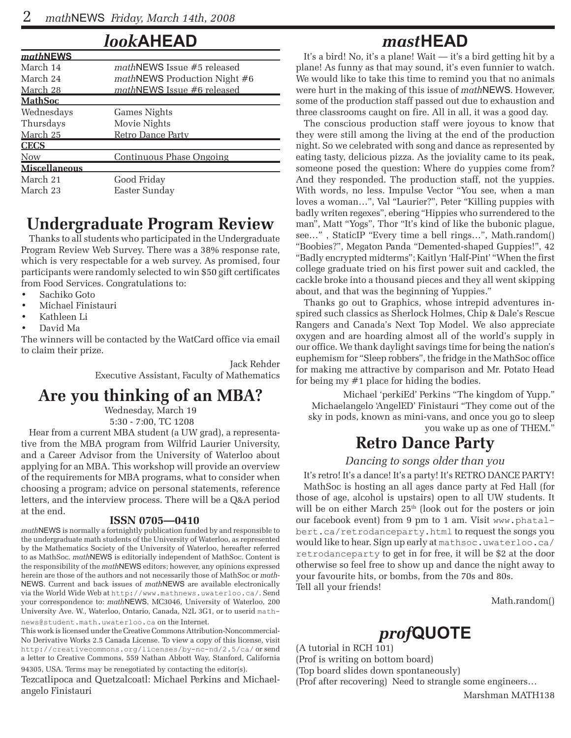## *look*AHEAD

| *math*NEWS | |
|---|---|
| March 14 | *math*NEWS Issue #5 released |
| March 24 | *math*NEWS Production Night #6 |
| March 28 | *math*NEWS Issue #6 released |
| **MathSoc** | |
| Wednesdays | Games Nights |
| Thursdays | Movie Nights |
| March 25 | Retro Dance Party |
| **CECS** | |
| Now | Continuous Phase Ongoing |
| **Miscellaneous** | |
| March 21 | Good Friday |
| March 23 | Easter Sunday |

## Undergraduate Program Review

Thanks to all students who participated in the Undergraduate Program Review Web Survey. There was a 38% response rate, which is very respectable for a web survey. As promised, four participants were randomly selected to win $50 gift certificates from Food Services. Congratulations to:

- Sachiko Goto
- Michael Finistauri
- Kathleen Li
- David Ma

The winners will be contacted by the WatCard office via email to claim their prize.

Jack Rehder
Executive Assistant, Faculty of Mathematics

## Are you thinking of an MBA?

Wednesday, March 19
5:30 - 7:00, TC 1208

Hear from a current MBA student (a UW grad), a representative from the MBA program from Wilfrid Laurier University, and a Career Advisor from the University of Waterloo about applying for an MBA. This workshop will provide an overview of the requirements for MBA programs, what to consider when choosing a program; advice on personal statements, reference letters, and the interview process. There will be a Q&A period at the end.

### ISSN 0705—0410

*math*NEWS is normally a fortnightly publication funded by and responsible to the undergraduate math students of the University of Waterloo, as represented by the Mathematics Society of the University of Waterloo, hereafter referred to as MathSoc. *math*NEWS is editorially independent of MathSoc. Content is the responsibility of the *math*NEWS editors; however, any opinions expressed herein are those of the authors and not necessarily those of MathSoc or *math*NEWS. Current and back issues of *math*NEWS are available electronically via the World Wide Web at http://www.mathnews.uwaterloo.ca/. Send your correspondence to: *math*NEWS, MC3046, University of Waterloo, 200 University Ave. W., Waterloo, Ontario, Canada, N2L 3G1, or to userid mathnews@student.math.uwaterloo.ca on the Internet.

This work is licensed under the Creative Commons Attribution-Noncommercial-No Derivative Works 2.5 Canada License. To view a copy of this license, visit http://creativecommons.org/licenses/by-nc-nd/2.5/ca/ or send a letter to Creative Commons, 559 Nathan Abbott Way, Stanford, California 94305, USA. Terms may be renegotiated by contacting the editor(s).

Tezcatlipoca and Quetzalcoatl: Michael Perkins and Michaelangelo Finistauri

## *mast*HEAD

It's a bird! No, it's a plane! Wait — it's a bird getting hit by a plane! As funny as that may sound, it's even funnier to watch. We would like to take this time to remind you that no animals were hurt in the making of this issue of *math*NEWS. However, some of the production staff passed out due to exhaustion and three classrooms caught on fire. All in all, it was a good day.

The conscious production staff were joyous to know that they were still among the living at the end of the production night. So we celebrated with song and dance as represented by eating tasty, delicious pizza. As the joviality came to its peak, someone posed the question: Where do yuppies come from? And they responded. The production staff, not the yuppies. With words, no less. Impulse Vector "You see, when a man loves a woman…", Val "Laurier?", Peter "Killing puppies with badly writen regexes", ebering "Hippies who surrendered to the man", Matt "Yogs", Thor "It's kind of like the bubonic plague, see…" , StaticIP "Every time a bell rings…", Math.random() "Boobies?", Megaton Panda "Demented-shaped Guppies!", 42 "Badly encrypted midterms"; Kaitlyn 'Half-Pint' "When the first college graduate tried on his first power suit and cackled, the cackle broke into a thousand pieces and they all went skipping about, and that was the beginning of Yuppies."

Thanks go out to Graphics, whose intrepid adventures inspired such classics as Sherlock Holmes, Chip & Dale's Rescue Rangers and Canada's Next Top Model. We also appreciate oxygen and are hoarding almost all of the world's supply in our office. We thank daylight savings time for being the nation's euphemism for "Sleep robbers", the fridge in the MathSoc office for making me attractive by comparison and Mr. Potato Head for being my #1 place for hiding the bodies.

Michael 'perkiEd' Perkins "The kingdom of Yupp."
Michaelangelo 'AngelED' Finistauri "They come out of the sky in pods, known as mini-vans, and once you go to sleep you wake up as one of THEM."

## Retro Dance Party

*Dancing to songs older than you*

It's retro! It's a dance! It's a party! It's RETRO DANCE PARTY!

MathSoc is hosting an all ages dance party at Fed Hall (for those of age, alcohol is upstairs) open to all UW students. It will be on either March 25th (look out for the posters or join our facebook event) from 9 pm to 1 am. Visit www.phatalbert.ca/retrodanceparty.html to request the songs you would like to hear. Sign up early at mathsoc.uwaterloo.ca/retrodanceparty to get in for free, it will be $2 at the door otherwise so feel free to show up and dance the night away to your favourite hits, or bombs, from the 70s and 80s.

Tell all your friends!

Math.random()

## *prof*QUOTE

(A tutorial in RCH 101)
(Prof is writing on bottom board)
(Top board slides down spontaneously)
(Prof after recovering) Need to strangle some engineers…

Marshman MATH138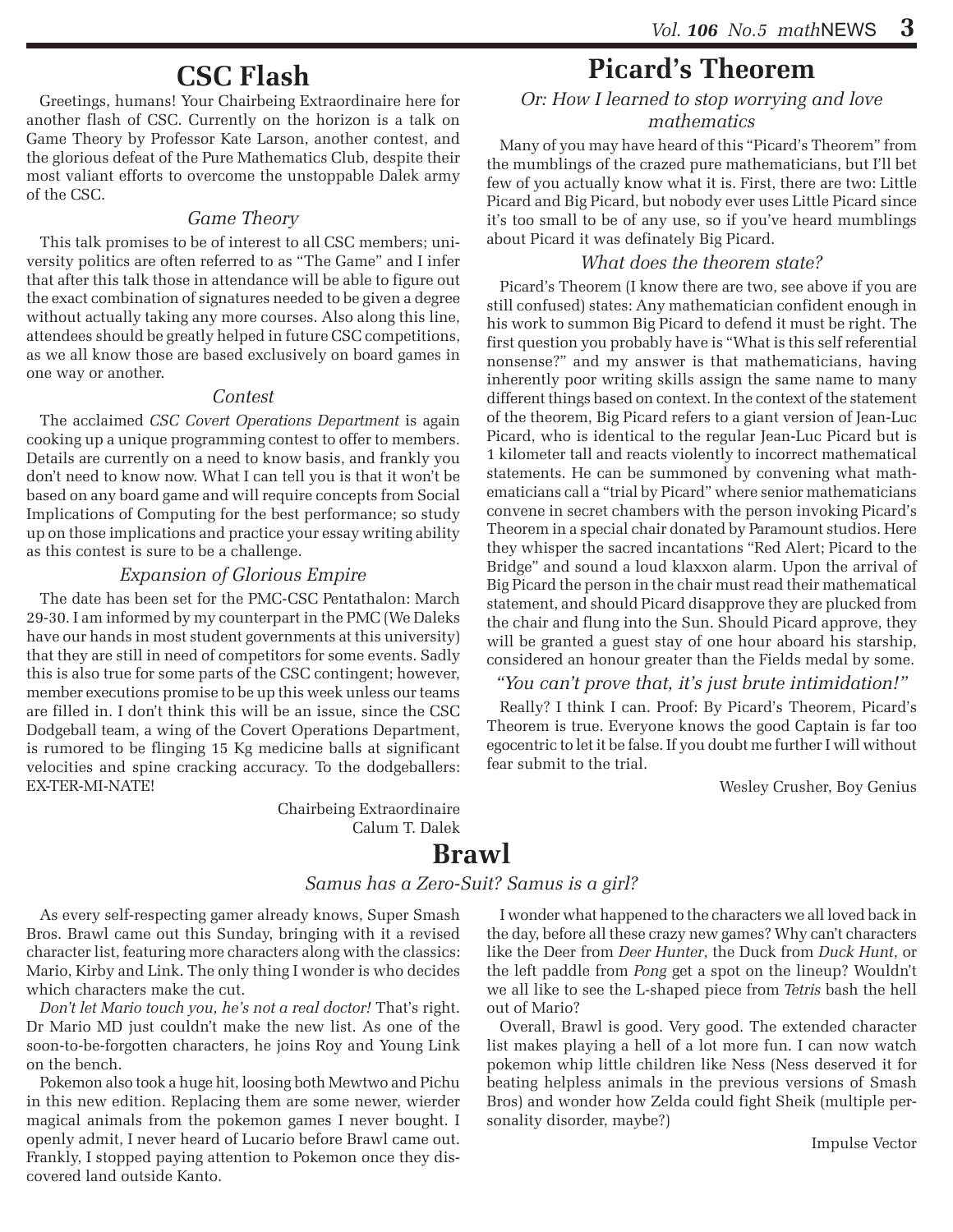## CSC Flash

Greetings, humans! Your Chairbeing Extraordinaire here for another flash of CSC. Currently on the horizon is a talk on Game Theory by Professor Kate Larson, another contest, and the glorious defeat of the Pure Mathematics Club, despite their most valiant efforts to overcome the unstoppable Dalek army of the CSC.

### *Game Theory*

This talk promises to be of interest to all CSC members; university politics are often referred to as "The Game" and I infer that after this talk those in attendance will be able to figure out the exact combination of signatures needed to be given a degree without actually taking any more courses. Also along this line, attendees should be greatly helped in future CSC competitions, as we all know those are based exclusively on board games in one way or another.

### *Contest*

The acclaimed *CSC Covert Operations Department* is again cooking up a unique programming contest to offer to members. Details are currently on a need to know basis, and frankly you don't need to know now. What I can tell you is that it won't be based on any board game and will require concepts from Social Implications of Computing for the best performance; so study up on those implications and practice your essay writing ability as this contest is sure to be a challenge.

### *Expansion of Glorious Empire*

The date has been set for the PMC-CSC Pentathalon: March 29-30. I am informed by my counterpart in the PMC (We Daleks have our hands in most student governments at this university) that they are still in need of competitors for some events. Sadly this is also true for some parts of the CSC contingent; however, member executions promise to be up this week unless our teams are filled in. I don't think this will be an issue, since the CSC Dodgeball team, a wing of the Covert Operations Department, is rumored to be flinging 15 Kg medicine balls at significant velocities and spine cracking accuracy. To the dodgeballers: EX-TER-MI-NATE!

Chairbeing Extraordinaire  
Calum T. Dalek

## Picard's Theorem

*Or: How I learned to stop worrying and love mathematics*

Many of you may have heard of this "Picard's Theorem" from the mumblings of the crazed pure mathematicians, but I'll bet few of you actually know what it is. First, there are two: Little Picard and Big Picard, but nobody ever uses Little Picard since it's too small to be of any use, so if you've heard mumblings about Picard it was definately Big Picard.

### *What does the theorem state?*

Picard's Theorem (I know there are two, see above if you are still confused) states: Any mathematician confident enough in his work to summon Big Picard to defend it must be right. The first question you probably have is "What is this self referential nonsense?" and my answer is that mathematicians, having inherently poor writing skills assign the same name to many different things based on context. In the context of the statement of the theorem, Big Picard refers to a giant version of Jean-Luc Picard, who is identical to the regular Jean-Luc Picard but is 1 kilometer tall and reacts violently to incorrect mathematical statements. He can be summoned by convening what mathematicians call a "trial by Picard" where senior mathematicians convene in secret chambers with the person invoking Picard's Theorem in a special chair donated by Paramount studios. Here they whisper the sacred incantations "Red Alert; Picard to the Bridge" and sound a loud klaxxon alarm. Upon the arrival of Big Picard the person in the chair must read their mathematical statement, and should Picard disapprove they are plucked from the chair and flung into the Sun. Should Picard approve, they will be granted a guest stay of one hour aboard his starship, considered an honour greater than the Fields medal by some.

### *"You can't prove that, it's just brute intimidation!"*

Really? I think I can. Proof: By Picard's Theorem, Picard's Theorem is true. Everyone knows the good Captain is far too egocentric to let it be false. If you doubt me further I will without fear submit to the trial.

Wesley Crusher, Boy Genius

## Brawl

*Samus has a Zero-Suit? Samus is a girl?*

As every self-respecting gamer already knows, Super Smash Bros. Brawl came out this Sunday, bringing with it a revised character list, featuring more characters along with the classics: Mario, Kirby and Link. The only thing I wonder is who decides which characters make the cut.

*Don't let Mario touch you, he's not a real doctor!* That's right. Dr Mario MD just couldn't make the new list. As one of the soon-to-be-forgotten characters, he joins Roy and Young Link on the bench.

Pokemon also took a huge hit, loosing both Mewtwo and Pichu in this new edition. Replacing them are some newer, wierder magical animals from the pokemon games I never bought. I openly admit, I never heard of Lucario before Brawl came out. Frankly, I stopped paying attention to Pokemon once they discovered land outside Kanto.

I wonder what happened to the characters we all loved back in the day, before all these crazy new games? Why can't characters like the Deer from *Deer Hunter*, the Duck from *Duck Hunt*, or the left paddle from *Pong* get a spot on the lineup? Wouldn't we all like to see the L-shaped piece from *Tetris* bash the hell out of Mario?

Overall, Brawl is good. Very good. The extended character list makes playing a hell of a lot more fun. I can now watch pokemon whip little children like Ness (Ness deserved it for beating helpless animals in the previous versions of Smash Bros) and wonder how Zelda could fight Sheik (multiple personality disorder, maybe?)

Impulse Vector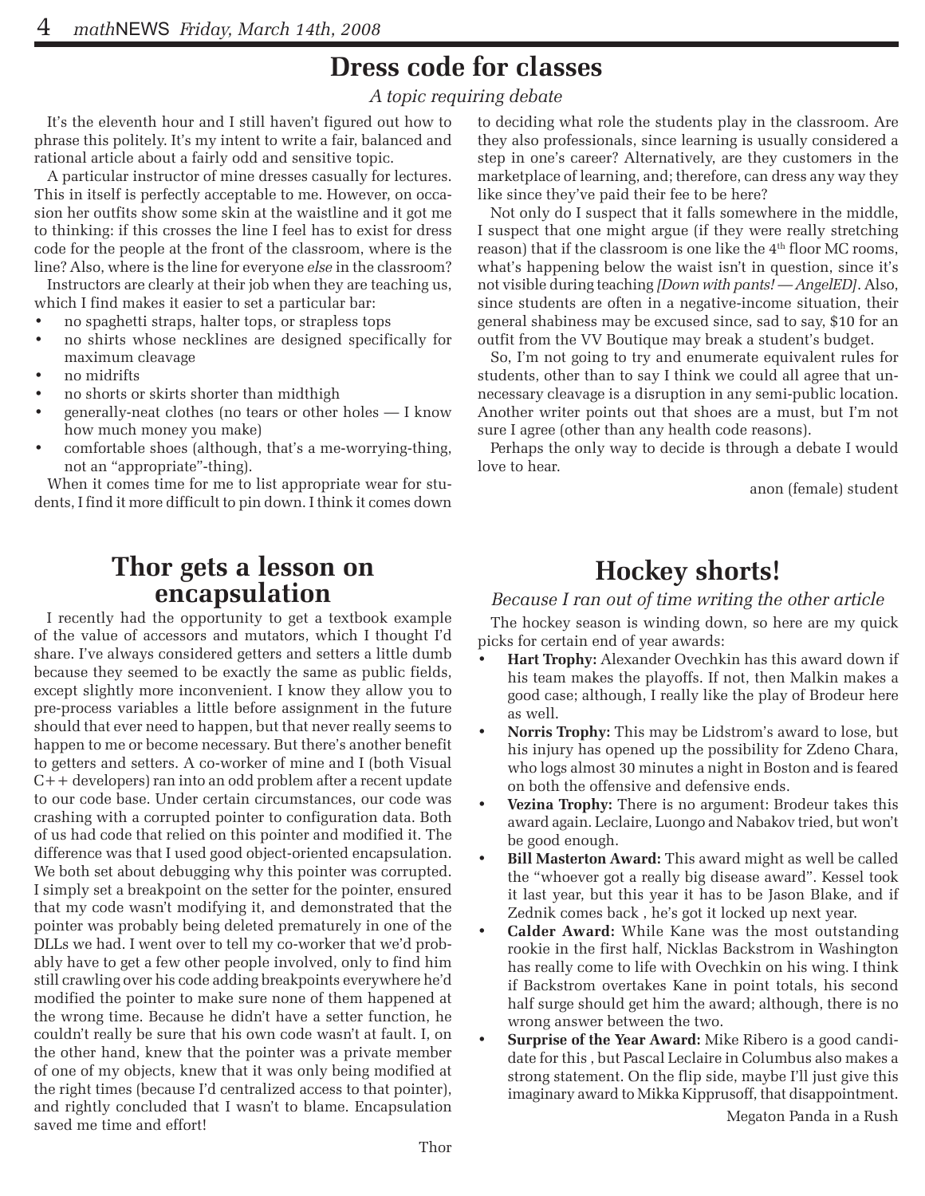# Dress code for classes

*A topic requiring debate*

It's the eleventh hour and I still haven't figured out how to phrase this politely. It's my intent to write a fair, balanced and rational article about a fairly odd and sensitive topic.

A particular instructor of mine dresses casually for lectures. This in itself is perfectly acceptable to me. However, on occasion her outfits show some skin at the waistline and it got me to thinking: if this crosses the line I feel has to exist for dress code for the people at the front of the classroom, where is the line? Also, where is the line for everyone *else* in the classroom?

Instructors are clearly at their job when they are teaching us, which I find makes it easier to set a particular bar:

- no spaghetti straps, halter tops, or strapless tops
- no shirts whose necklines are designed specifically for maximum cleavage
- no midrifts
- no shorts or skirts shorter than midthigh
- generally-neat clothes (no tears or other holes — I know how much money you make)
- comfortable shoes (although, that's a me-worrying-thing, not an "appropriate"-thing).

When it comes time for me to list appropriate wear for students, I find it more difficult to pin down. I think it comes down to deciding what role the students play in the classroom. Are they also professionals, since learning is usually considered a step in one's career? Alternatively, are they customers in the marketplace of learning, and; therefore, can dress any way they like since they've paid their fee to be here?

Not only do I suspect that it falls somewhere in the middle, I suspect that one might argue (if they were really stretching reason) that if the classroom is one like the 4th floor MC rooms, what's happening below the waist isn't in question, since it's not visible during teaching *[Down with pants! — AngelED]*. Also, since students are often in a negative-income situation, their general shabiness may be excused since, sad to say, $10 for an outfit from the VV Boutique may break a student's budget.

So, I'm not going to try and enumerate equivalent rules for students, other than to say I think we could all agree that unnecessary cleavage is a disruption in any semi-public location. Another writer points out that shoes are a must, but I'm not sure I agree (other than any health code reasons).

Perhaps the only way to decide is through a debate I would love to hear.

anon (female) student

# Thor gets a lesson on encapsulation

I recently had the opportunity to get a textbook example of the value of accessors and mutators, which I thought I'd share. I've always considered getters and setters a little dumb because they seemed to be exactly the same as public fields, except slightly more inconvenient. I know they allow you to pre-process variables a little before assignment in the future should that ever need to happen, but that never really seems to happen to me or become necessary. But there's another benefit to getters and setters. A co-worker of mine and I (both Visual C++ developers) ran into an odd problem after a recent update to our code base. Under certain circumstances, our code was crashing with a corrupted pointer to configuration data. Both of us had code that relied on this pointer and modified it. The difference was that I used good object-oriented encapsulation. We both set about debugging why this pointer was corrupted. I simply set a breakpoint on the setter for the pointer, ensured that my code wasn't modifying it, and demonstrated that the pointer was probably being deleted prematurely in one of the DLLs we had. I went over to tell my co-worker that we'd probably have to get a few other people involved, only to find him still crawling over his code adding breakpoints everywhere he'd modified the pointer to make sure none of them happened at the wrong time. Because he didn't have a setter function, he couldn't really be sure that his own code wasn't at fault. I, on the other hand, knew that the pointer was a private member of one of my objects, knew that it was only being modified at the right times (because I'd centralized access to that pointer), and rightly concluded that I wasn't to blame. Encapsulation saved me time and effort!

Thor

# Hockey shorts!

*Because I ran out of time writing the other article*

The hockey season is winding down, so here are my quick picks for certain end of year awards:

- **Hart Trophy:** Alexander Ovechkin has this award down if his team makes the playoffs. If not, then Malkin makes a good case; although, I really like the play of Brodeur here as well.
- **Norris Trophy:** This may be Lidstrom's award to lose, but his injury has opened up the possibility for Zdeno Chara, who logs almost 30 minutes a night in Boston and is feared on both the offensive and defensive ends.
- **Vezina Trophy:** There is no argument: Brodeur takes this award again. Leclaire, Luongo and Nabakov tried, but won't be good enough.
- **Bill Masterton Award:** This award might as well be called the "whoever got a really big disease award". Kessel took it last year, but this year it has to be Jason Blake, and if Zednik comes back , he's got it locked up next year.
- **Calder Award:** While Kane was the most outstanding rookie in the first half, Nicklas Backstrom in Washington has really come to life with Ovechkin on his wing. I think if Backstrom overtakes Kane in point totals, his second half surge should get him the award; although, there is no wrong answer between the two.
- **Surprise of the Year Award:** Mike Ribero is a good candidate for this , but Pascal Leclaire in Columbus also makes a strong statement. On the flip side, maybe I'll just give this imaginary award to Mikka Kipprusoff, that disappointment.

Megaton Panda in a Rush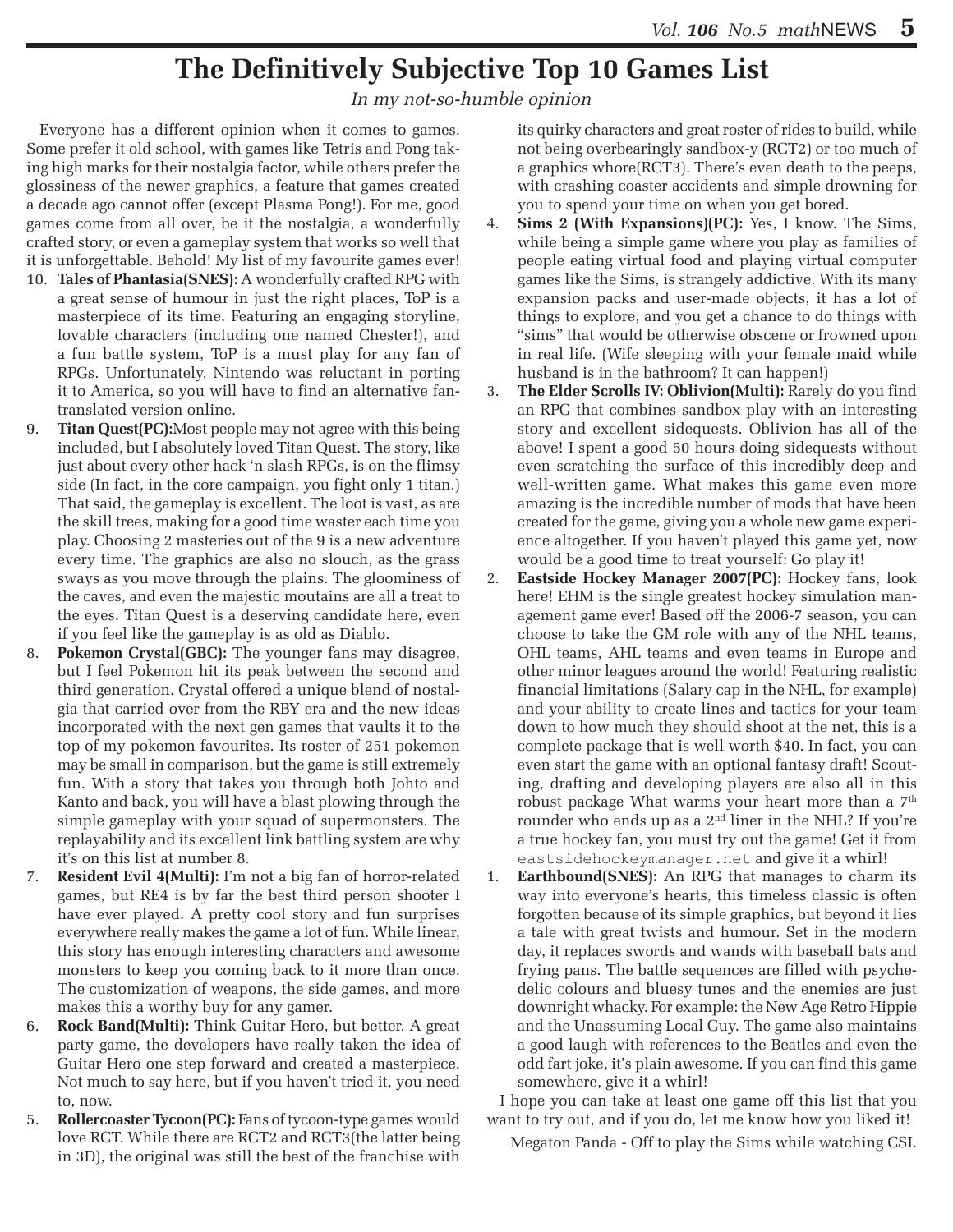# The Definitively Subjective Top 10 Games List

*In my not-so-humble opinion*

Everyone has a different opinion when it comes to games. Some prefer it old school, with games like Tetris and Pong taking high marks for their nostalgia factor, while others prefer the glossiness of the newer graphics, a feature that games created a decade ago cannot offer (except Plasma Pong!). For me, good games come from all over, be it the nostalgia, a wonderfully crafted story, or even a gameplay system that works so well that it is unforgettable. Behold! My list of my favourite games ever!

10. **Tales of Phantasia(SNES):** A wonderfully crafted RPG with a great sense of humour in just the right places, ToP is a masterpiece of its time. Featuring an engaging storyline, lovable characters (including one named Chester!), and a fun battle system, ToP is a must play for any fan of RPGs. Unfortunately, Nintendo was reluctant in porting it to America, so you will have to find an alternative fan-translated version online.
9. **Titan Quest(PC):**Most people may not agree with this being included, but I absolutely loved Titan Quest. The story, like just about every other hack 'n slash RPGs, is on the flimsy side (In fact, in the core campaign, you fight only 1 titan.) That said, the gameplay is excellent. The loot is vast, as are the skill trees, making for a good time waster each time you play. Choosing 2 masteries out of the 9 is a new adventure every time. The graphics are also no slouch, as the grass sways as you move through the plains. The gloominess of the caves, and even the majestic moutains are all a treat to the eyes. Titan Quest is a deserving candidate here, even if you feel like the gameplay is as old as Diablo.
8. **Pokemon Crystal(GBC):** The younger fans may disagree, but I feel Pokemon hit its peak between the second and third generation. Crystal offered a unique blend of nostalgia that carried over from the RBY era and the new ideas incorporated with the next gen games that vaults it to the top of my pokemon favourites. Its roster of 251 pokemon may be small in comparison, but the game is still extremely fun. With a story that takes you through both Johto and Kanto and back, you will have a blast plowing through the simple gameplay with your squad of supermonsters. The replayability and its excellent link battling system are why it's on this list at number 8.
7. **Resident Evil 4(Multi):** I'm not a big fan of horror-related games, but RE4 is by far the best third person shooter I have ever played. A pretty cool story and fun surprises everywhere really makes the game a lot of fun. While linear, this story has enough interesting characters and awesome monsters to keep you coming back to it more than once. The customization of weapons, the side games, and more makes this a worthy buy for any gamer.
6. **Rock Band(Multi):** Think Guitar Hero, but better. A great party game, the developers have really taken the idea of Guitar Hero one step forward and created a masterpiece. Not much to say here, but if you haven't tried it, you need to, now.
5. **Rollercoaster Tycoon(PC):** Fans of tycoon-type games would love RCT. While there are RCT2 and RCT3(the latter being in 3D), the original was still the best of the franchise with its quirky characters and great roster of rides to build, while not being overbearingly sandbox-y (RCT2) or too much of a graphics whore(RCT3). There's even death to the peeps, with crashing coaster accidents and simple drowning for you to spend your time on when you get bored.
4. **Sims 2 (With Expansions)(PC):** Yes, I know. The Sims, while being a simple game where you play as families of people eating virtual food and playing virtual computer games like the Sims, is strangely addictive. With its many expansion packs and user-made objects, it has a lot of things to explore, and you get a chance to do things with "sims" that would be otherwise obscene or frowned upon in real life. (Wife sleeping with your female maid while husband is in the bathroom? It can happen!)
3. **The Elder Scrolls IV: Oblivion(Multi):** Rarely do you find an RPG that combines sandbox play with an interesting story and excellent sidequests. Oblivion has all of the above! I spent a good 50 hours doing sidequests without even scratching the surface of this incredibly deep and well-written game. What makes this game even more amazing is the incredible number of mods that have been created for the game, giving you a whole new game experience altogether. If you haven't played this game yet, now would be a good time to treat yourself: Go play it!
2. **Eastside Hockey Manager 2007(PC):** Hockey fans, look here! EHM is the single greatest hockey simulation management game ever! Based off the 2006-7 season, you can choose to take the GM role with any of the NHL teams, OHL teams, AHL teams and even teams in Europe and other minor leagues around the world! Featuring realistic financial limitations (Salary cap in the NHL, for example) and your ability to create lines and tactics for your team down to how much they should shoot at the net, this is a complete package that is well worth $40. In fact, you can even start the game with an optional fantasy draft! Scouting, drafting and developing players are also all in this robust package What warms your heart more than a 7th rounder who ends up as a 2nd liner in the NHL? If you're a true hockey fan, you must try out the game! Get it from `eastsidehockeymanager.net` and give it a whirl!
1. **Earthbound(SNES):** An RPG that manages to charm its way into everyone's hearts, this timeless classic is often forgotten because of its simple graphics, but beyond it lies a tale with great twists and humour. Set in the modern day, it replaces swords and wands with baseball bats and frying pans. The battle sequences are filled with psychedelic colours and bluesy tunes and the enemies are just downright whacky. For example: the New Age Retro Hippie and the Unassuming Local Guy. The game also maintains a good laugh with references to the Beatles and even the odd fart joke, it's plain awesome. If you can find this game somewhere, give it a whirl!

I hope you can take at least one game off this list that you want to try out, and if you do, let me know how you liked it!

Megaton Panda - Off to play the Sims while watching CSI.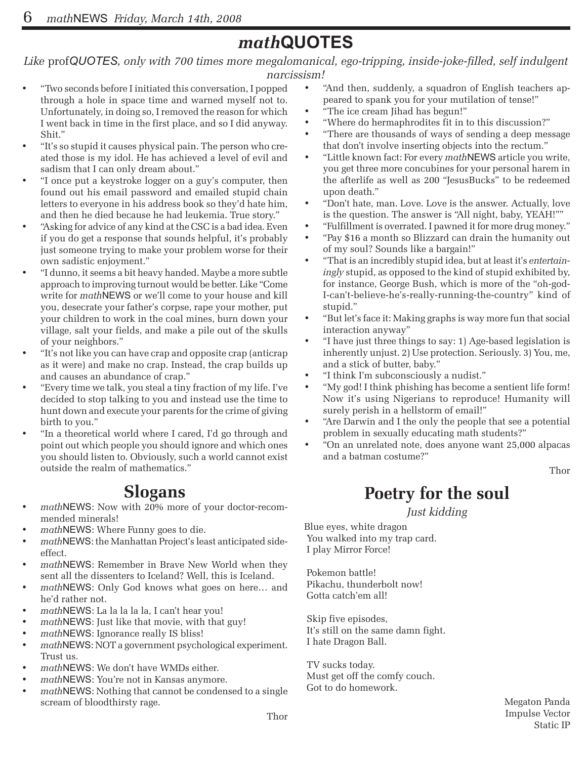# *math*QUOTES

*Like* prof*QUOTES, only with 700 times more megalomanical, ego-tripping, inside-joke-filled, self indulgent narcissism!*

- "Two seconds before I initiated this conversation, I popped through a hole in space time and warned myself not to. Unfortunately, in doing so, I removed the reason for which I went back in time in the first place, and so I did anyway. Shit."
- "It's so stupid it causes physical pain. The person who created those is my idol. He has achieved a level of evil and sadism that I can only dream about."
- "I once put a keystroke logger on a guy's computer, then found out his email password and emailed stupid chain letters to everyone in his address book so they'd hate him, and then he died because he had leukemia. True story."
- "Asking for advice of any kind at the CSC is a bad idea. Even if you do get a response that sounds helpful, it's probably just someone trying to make your problem worse for their own sadistic enjoyment."
- "I dunno, it seems a bit heavy handed. Maybe a more subtle approach to improving turnout would be better. Like "Come write for *math*NEWS or we'll come to your house and kill you, desecrate your father's corpse, rape your mother, put your children to work in the coal mines, burn down your village, salt your fields, and make a pile out of the skulls of your neighbors."
- "It's not like you can have crap and opposite crap (anticrap as it were) and make no crap. Instead, the crap builds up and causes an abundance of crap."
- "Every time we talk, you steal a tiny fraction of my life. I've decided to stop talking to you and instead use the time to hunt down and execute your parents for the crime of giving birth to you."
- "In a theoretical world where I cared, I'd go through and point out which people you should ignore and which ones you should listen to. Obviously, such a world cannot exist outside the realm of mathematics."
- "And then, suddenly, a squadron of English teachers appeared to spank you for your mutilation of tense!"
- "The ice cream Jihad has begun!"
- "Where do hermaphrodites fit in to this discussion?"
- "There are thousands of ways of sending a deep message that don't involve inserting objects into the rectum."
- "Little known fact: For every *math*NEWS article you write, you get three more concubines for your personal harem in the afterlife as well as 200 "JesusBucks" to be redeemed upon death."
- "Don't hate, man. Love. Love is the answer. Actually, love is the question. The answer is "All night, baby, YEAH!""
- "Fulfillment is overrated. I pawned it for more drug money."
- "Pay $16 a month so Blizzard can drain the humanity out of my soul? Sounds like a bargain!"
- "That is an incredibly stupid idea, but at least it's *entertainingly* stupid, as opposed to the kind of stupid exhibited by, for instance, George Bush, which is more of the "oh-god-I-can't-believe-he's-really-running-the-country" kind of stupid."
- "But let's face it: Making graphs is way more fun that social interaction anyway"
- "I have just three things to say: 1) Age-based legislation is inherently unjust. 2) Use protection. Seriously. 3) You, me, and a stick of butter, baby."
- "I think I'm subconsciously a nudist."
- "My god! I think phishing has become a sentient life form! Now it's using Nigerians to reproduce! Humanity will surely perish in a hellstorm of email!"
- "Are Darwin and I the only the people that see a potential problem in sexually educating math students?"
- "On an unrelated note, does anyone want 25,000 alpacas and a batman costume?"

Thor

## Slogans

- *math*NEWS: Now with 20% more of your doctor-recommended minerals!
- *math*NEWS: Where Funny goes to die.
- *math*NEWS: the Manhattan Project's least anticipated side-effect.
- *math*NEWS: Remember in Brave New World when they sent all the dissenters to Iceland? Well, this is Iceland.
- *math*NEWS: Only God knows what goes on here… and he'd rather not.
- *math*NEWS: La la la la la, I can't hear you!
- *math*NEWS: Just like that movie, with that guy!
- *math*NEWS: Ignorance really IS bliss!
- *math*NEWS: NOT a government psychological experiment. Trust us.
- *math*NEWS: We don't have WMDs either.
- *math*NEWS: You're not in Kansas anymore.
- *math*NEWS: Nothing that cannot be condensed to a single scream of bloodthirsty rage.

Thor

## Poetry for the soul

*Just kidding*

Blue eyes, white dragon  
You walked into my trap card.  
I play Mirror Force!

Pokemon battle!  
Pikachu, thunderbolt now!  
Gotta catch'em all!

Skip five episodes,  
It's still on the same damn fight.  
I hate Dragon Ball.

TV sucks today.  
Must get off the comfy couch.  
Got to do homework.

Megaton Panda  
Impulse Vector  
Static IP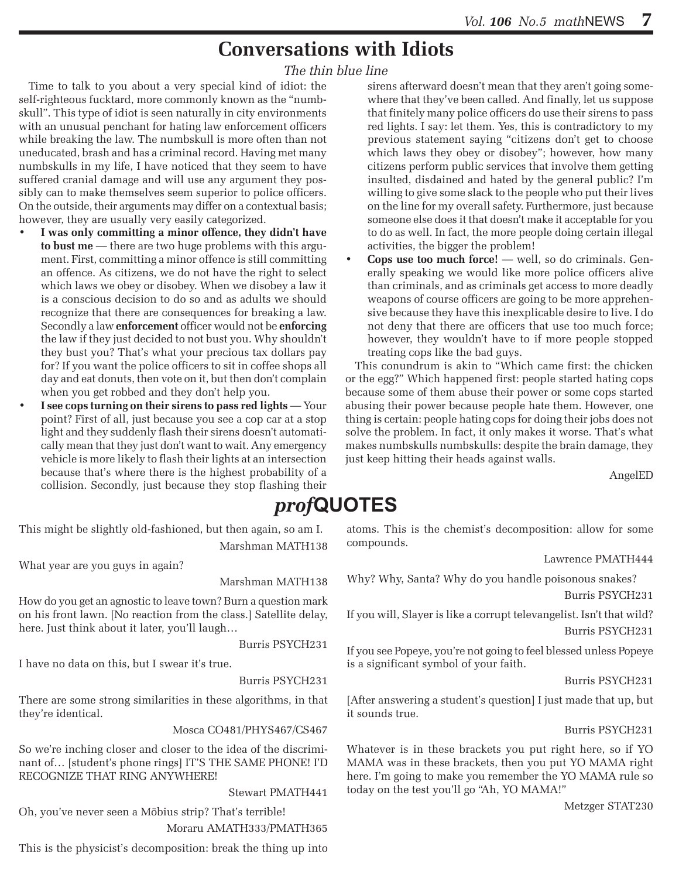# Conversations with Idiots

*The thin blue line*

Time to talk to you about a very special kind of idiot: the self-righteous fucktard, more commonly known as the "numbskull". This type of idiot is seen naturally in city environments with an unusual penchant for hating law enforcement officers while breaking the law. The numbskull is more often than not uneducated, brash and has a criminal record. Having met many numbskulls in my life, I have noticed that they seem to have suffered cranial damage and will use any argument they possibly can to make themselves seem superior to police officers. On the outside, their arguments may differ on a contextual basis; however, they are usually very easily categorized.

- **I was only committing a minor offence, they didn't have to bust me** — there are two huge problems with this argument. First, committing a minor offence is still committing an offence. As citizens, we do not have the right to select which laws we obey or disobey. When we disobey a law it is a conscious decision to do so and as adults we should recognize that there are consequences for breaking a law. Secondly a law **enforcement** officer would not be **enforcing** the law if they just decided to not bust you. Why shouldn't they bust you? That's what your precious tax dollars pay for? If you want the police officers to sit in coffee shops all day and eat donuts, then vote on it, but then don't complain when you get robbed and they don't help you.
- **I see cops turning on their sirens to pass red lights** — Your point? First of all, just because you see a cop car at a stop light and they suddenly flash their sirens doesn't automatically mean that they just don't want to wait. Any emergency vehicle is more likely to flash their lights at an intersection because that's where there is the highest probability of a collision. Secondly, just because they stop flashing their sirens afterward doesn't mean that they aren't going somewhere that they've been called. And finally, let us suppose that finitely many police officers do use their sirens to pass red lights. I say: let them. Yes, this is contradictory to my previous statement saying "citizens don't get to choose which laws they obey or disobey"; however, how many citizens perform public services that involve them getting insulted, disdained and hated by the general public? I'm willing to give some slack to the people who put their lives on the line for my overall safety. Furthermore, just because someone else does it that doesn't make it acceptable for you to do as well. In fact, the more people doing certain illegal activities, the bigger the problem!
- **Cops use too much force!** — well, so do criminals. Generally speaking we would like more police officers alive than criminals, and as criminals get access to more deadly weapons of course officers are going to be more apprehensive because they have this inexplicable desire to live. I do not deny that there are officers that use too much force; however, they wouldn't have to if more people stopped treating cops like the bad guys.

This conundrum is akin to "Which came first: the chicken or the egg?" Which happened first: people started hating cops because some of them abuse their power or some cops started abusing their power because people hate them. However, one thing is certain: people hating cops for doing their jobs does not solve the problem. In fact, it only makes it worse. That's what makes numbskulls numbskulls: despite the brain damage, they just keep hitting their heads against walls.

AngelED

# *prof*QUOTES

This might be slightly old-fashioned, but then again, so am I.

Marshman MATH138

What year are you guys in again?

Marshman MATH138

How do you get an agnostic to leave town? Burn a question mark on his front lawn. [No reaction from the class.] Satellite delay, here. Just think about it later, you'll laugh…

Burris PSYCH231

I have no data on this, but I swear it's true.

Burris PSYCH231

There are some strong similarities in these algorithms, in that they're identical.

Mosca CO481/PHYS467/CS467

So we're inching closer and closer to the idea of the discriminant of… [student's phone rings] IT'S THE SAME PHONE! I'D RECOGNIZE THAT RING ANYWHERE!

Stewart PMATH441

Oh, you've never seen a Möbius strip? That's terrible!

Moraru AMATH333/PMATH365

This is the physicist's decomposition: break the thing up into atoms. This is the chemist's decomposition: allow for some compounds.

Lawrence PMATH444

Why? Why, Santa? Why do you handle poisonous snakes?

Burris PSYCH231

If you will, Slayer is like a corrupt televangelist. Isn't that wild?

Burris PSYCH231

If you see Popeye, you're not going to feel blessed unless Popeye is a significant symbol of your faith.

Burris PSYCH231

[After answering a student's question] I just made that up, but it sounds true.

Burris PSYCH231

Whatever is in these brackets you put right here, so if YO MAMA was in these brackets, then you put YO MAMA right here. I'm going to make you remember the YO MAMA rule so today on the test you'll go "Ah, YO MAMA!"

Metzger STAT230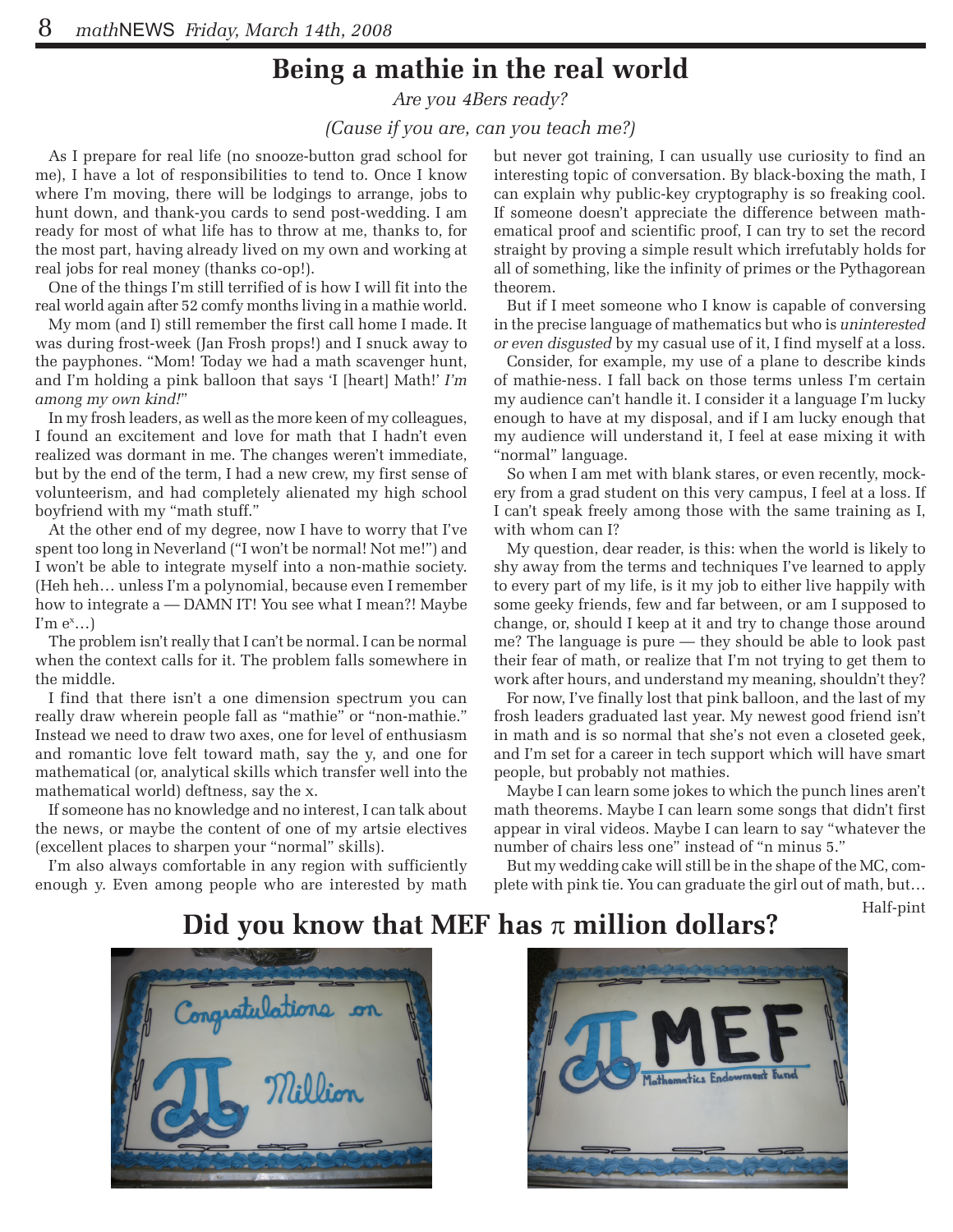# Being a mathie in the real world

*Are you 4Bers ready?*

*(Cause if you are, can you teach me?)*

As I prepare for real life (no snooze-button grad school for me), I have a lot of responsibilities to tend to. Once I know where I'm moving, there will be lodgings to arrange, jobs to hunt down, and thank-you cards to send post-wedding. I am ready for most of what life has to throw at me, thanks to, for the most part, having already lived on my own and working at real jobs for real money (thanks co-op!).

One of the things I'm still terrified of is how I will fit into the real world again after 52 comfy months living in a mathie world.

My mom (and I) still remember the first call home I made. It was during frost-week (Jan Frosh props!) and I snuck away to the payphones. "Mom! Today we had a math scavenger hunt, and I'm holding a pink balloon that says 'I [heart] Math!' *I'm among my own kind!*"

In my frosh leaders, as well as the more keen of my colleagues, I found an excitement and love for math that I hadn't even realized was dormant in me. The changes weren't immediate, but by the end of the term, I had a new crew, my first sense of volunteerism, and had completely alienated my high school boyfriend with my "math stuff."

At the other end of my degree, now I have to worry that I've spent too long in Neverland ("I won't be normal! Not me!") and I won't be able to integrate myself into a non-mathie society. (Heh heh… unless I'm a polynomial, because even I remember how to integrate a — DAMN IT! You see what I mean?! Maybe I'm $e^x$…)

The problem isn't really that I can't be normal. I can be normal when the context calls for it. The problem falls somewhere in the middle.

I find that there isn't a one dimension spectrum you can really draw wherein people fall as "mathie" or "non-mathie." Instead we need to draw two axes, one for level of enthusiasm and romantic love felt toward math, say the y, and one for mathematical (or, analytical skills which transfer well into the mathematical world) deftness, say the x.

If someone has no knowledge and no interest, I can talk about the news, or maybe the content of one of my artsie electives (excellent places to sharpen your "normal" skills).

I'm also always comfortable in any region with sufficiently enough y. Even among people who are interested by math but never got training, I can usually use curiosity to find an interesting topic of conversation. By black-boxing the math, I can explain why public-key cryptography is so freaking cool. If someone doesn't appreciate the difference between mathematical proof and scientific proof, I can try to set the record straight by proving a simple result which irrefutably holds for all of something, like the infinity of primes or the Pythagorean theorem.

But if I meet someone who I know is capable of conversing in the precise language of mathematics but who is *uninterested or even disgusted* by my casual use of it, I find myself at a loss.

Consider, for example, my use of a plane to describe kinds of mathie-ness. I fall back on those terms unless I'm certain my audience can't handle it. I consider it a language I'm lucky enough to have at my disposal, and if I am lucky enough that my audience will understand it, I feel at ease mixing it with "normal" language.

So when I am met with blank stares, or even recently, mockery from a grad student on this very campus, I feel at a loss. If I can't speak freely among those with the same training as I, with whom can I?

My question, dear reader, is this: when the world is likely to shy away from the terms and techniques I've learned to apply to every part of my life, is it my job to either live happily with some geeky friends, few and far between, or am I supposed to change, or, should I keep at it and try to change those around me? The language is pure — they should be able to look past their fear of math, or realize that I'm not trying to get them to work after hours, and understand my meaning, shouldn't they?

For now, I've finally lost that pink balloon, and the last of my frosh leaders graduated last year. My newest good friend isn't in math and is so normal that she's not even a closeted geek, and I'm set for a career in tech support which will have smart people, but probably not mathies.

Maybe I can learn some jokes to which the punch lines aren't math theorems. Maybe I can learn some songs that didn't first appear in viral videos. Maybe I can learn to say "whatever the number of chairs less one" instead of "n minus 5."

But my wedding cake will still be in the shape of the MC, complete with pink tie. You can graduate the girl out of math, but…

Half-pint

# Did you know that MEF has $\pi$ million dollars?